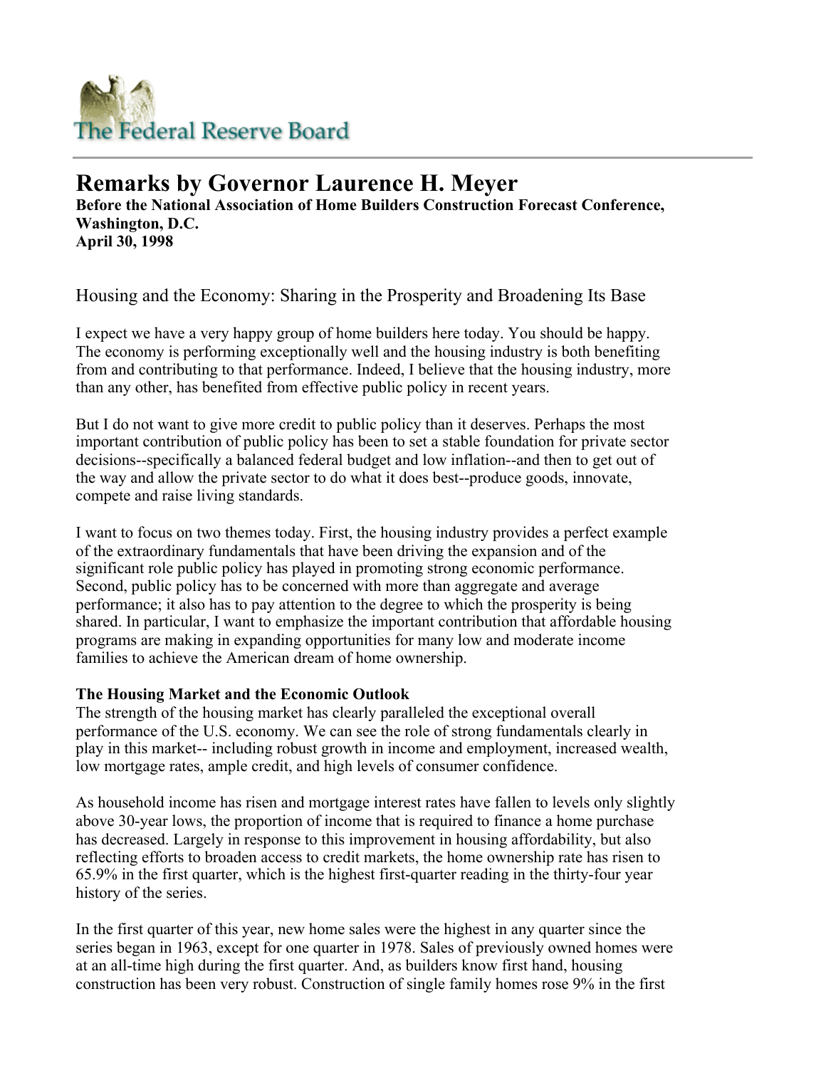# The Federal Reserve Board

## Remarks by Governor Laurence H. Meyer

**Before the National Association of Home Builders Construction Forecast Conference, Washington, D.C.**
**April 30, 1998**

### Housing and the Economy: Sharing in the Prosperity and Broadening Its Base

I expect we have a very happy group of home builders here today. You should be happy. The economy is performing exceptionally well and the housing industry is both benefiting from and contributing to that performance. Indeed, I believe that the housing industry, more than any other, has benefited from effective public policy in recent years.

But I do not want to give more credit to public policy than it deserves. Perhaps the most important contribution of public policy has been to set a stable foundation for private sector decisions--specifically a balanced federal budget and low inflation--and then to get out of the way and allow the private sector to do what it does best--produce goods, innovate, compete and raise living standards.

I want to focus on two themes today. First, the housing industry provides a perfect example of the extraordinary fundamentals that have been driving the expansion and of the significant role public policy has played in promoting strong economic performance. Second, public policy has to be concerned with more than aggregate and average performance; it also has to pay attention to the degree to which the prosperity is being shared. In particular, I want to emphasize the important contribution that affordable housing programs are making in expanding opportunities for many low and moderate income families to achieve the American dream of home ownership.

**The Housing Market and the Economic Outlook**

The strength of the housing market has clearly paralleled the exceptional overall performance of the U.S. economy. We can see the role of strong fundamentals clearly in play in this market-- including robust growth in income and employment, increased wealth, low mortgage rates, ample credit, and high levels of consumer confidence.

As household income has risen and mortgage interest rates have fallen to levels only slightly above 30-year lows, the proportion of income that is required to finance a home purchase has decreased. Largely in response to this improvement in housing affordability, but also reflecting efforts to broaden access to credit markets, the home ownership rate has risen to 65.9% in the first quarter, which is the highest first-quarter reading in the thirty-four year history of the series.

In the first quarter of this year, new home sales were the highest in any quarter since the series began in 1963, except for one quarter in 1978. Sales of previously owned homes were at an all-time high during the first quarter. And, as builders know first hand, housing construction has been very robust. Construction of single family homes rose 9% in the first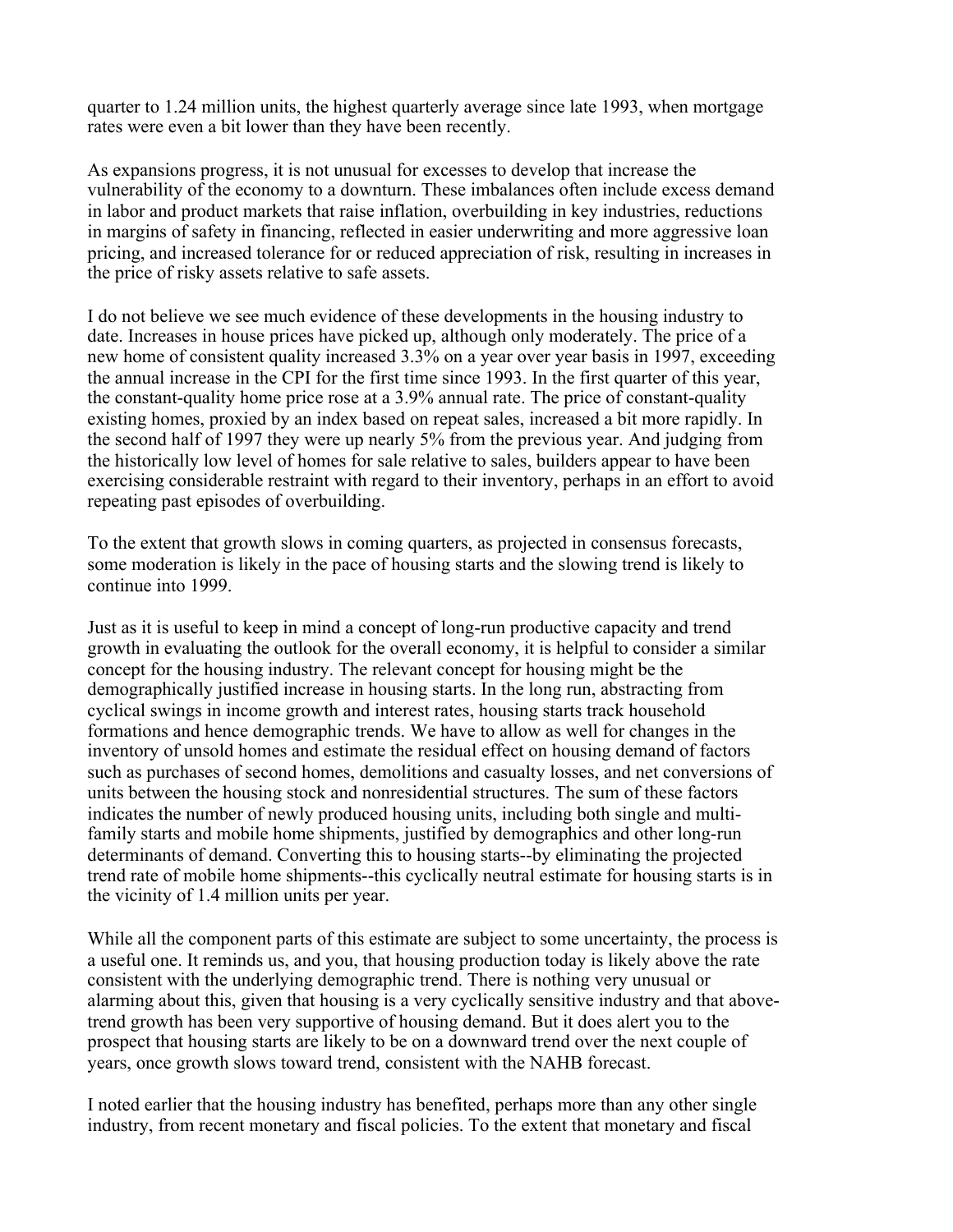quarter to 1.24 million units, the highest quarterly average since late 1993, when mortgage rates were even a bit lower than they have been recently.

As expansions progress, it is not unusual for excesses to develop that increase the vulnerability of the economy to a downturn. These imbalances often include excess demand in labor and product markets that raise inflation, overbuilding in key industries, reductions in margins of safety in financing, reflected in easier underwriting and more aggressive loan pricing, and increased tolerance for or reduced appreciation of risk, resulting in increases in the price of risky assets relative to safe assets.

I do not believe we see much evidence of these developments in the housing industry to date. Increases in house prices have picked up, although only moderately. The price of a new home of consistent quality increased 3.3% on a year over year basis in 1997, exceeding the annual increase in the CPI for the first time since 1993. In the first quarter of this year, the constant-quality home price rose at a 3.9% annual rate. The price of constant-quality existing homes, proxied by an index based on repeat sales, increased a bit more rapidly. In the second half of 1997 they were up nearly 5% from the previous year. And judging from the historically low level of homes for sale relative to sales, builders appear to have been exercising considerable restraint with regard to their inventory, perhaps in an effort to avoid repeating past episodes of overbuilding.

To the extent that growth slows in coming quarters, as projected in consensus forecasts, some moderation is likely in the pace of housing starts and the slowing trend is likely to continue into 1999.

Just as it is useful to keep in mind a concept of long-run productive capacity and trend growth in evaluating the outlook for the overall economy, it is helpful to consider a similar concept for the housing industry. The relevant concept for housing might be the demographically justified increase in housing starts. In the long run, abstracting from cyclical swings in income growth and interest rates, housing starts track household formations and hence demographic trends. We have to allow as well for changes in the inventory of unsold homes and estimate the residual effect on housing demand of factors such as purchases of second homes, demolitions and casualty losses, and net conversions of units between the housing stock and nonresidential structures. The sum of these factors indicates the number of newly produced housing units, including both single and multi-family starts and mobile home shipments, justified by demographics and other long-run determinants of demand. Converting this to housing starts--by eliminating the projected trend rate of mobile home shipments--this cyclically neutral estimate for housing starts is in the vicinity of 1.4 million units per year.

While all the component parts of this estimate are subject to some uncertainty, the process is a useful one. It reminds us, and you, that housing production today is likely above the rate consistent with the underlying demographic trend. There is nothing very unusual or alarming about this, given that housing is a very cyclically sensitive industry and that above-trend growth has been very supportive of housing demand. But it does alert you to the prospect that housing starts are likely to be on a downward trend over the next couple of years, once growth slows toward trend, consistent with the NAHB forecast.

I noted earlier that the housing industry has benefited, perhaps more than any other single industry, from recent monetary and fiscal policies. To the extent that monetary and fiscal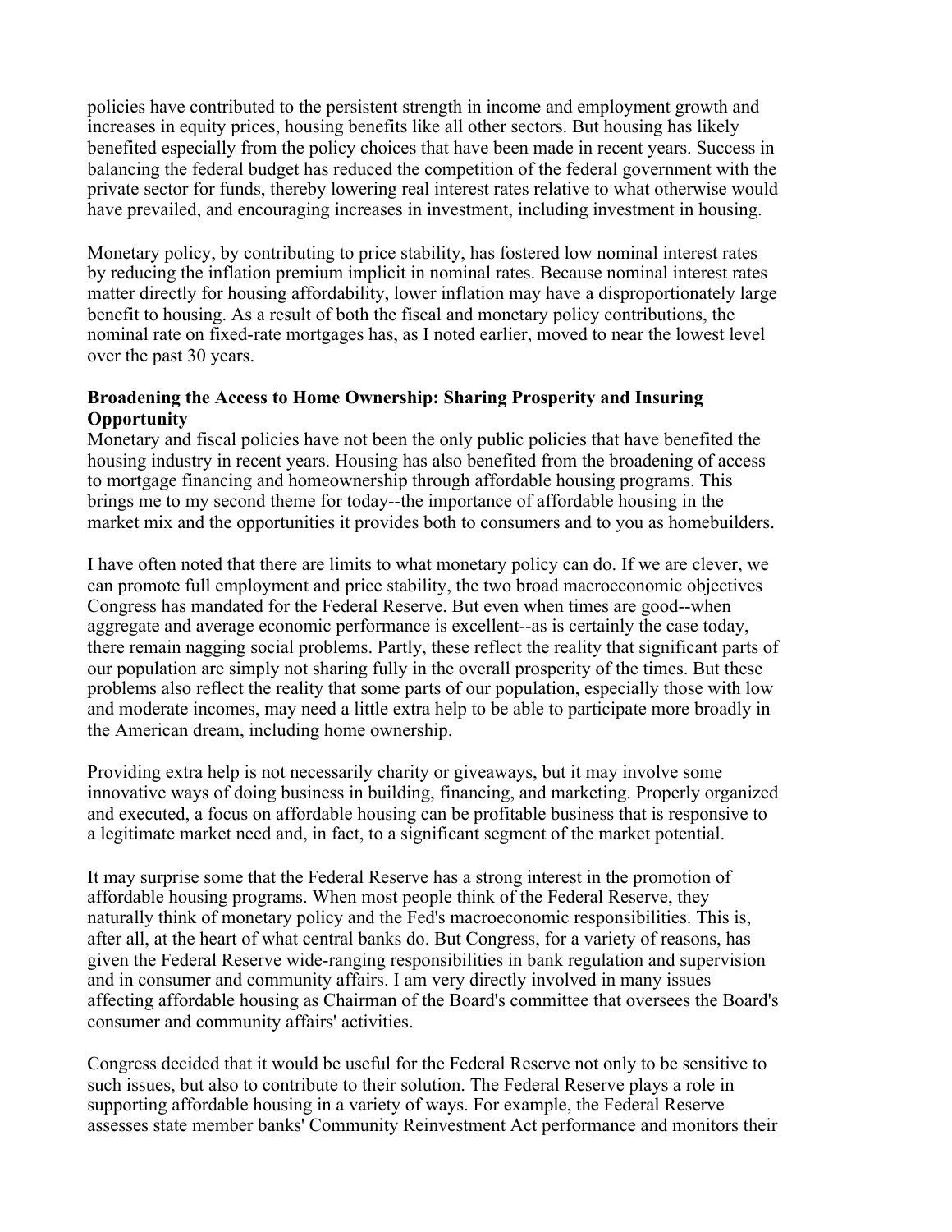policies have contributed to the persistent strength in income and employment growth and increases in equity prices, housing benefits like all other sectors. But housing has likely benefited especially from the policy choices that have been made in recent years. Success in balancing the federal budget has reduced the competition of the federal government with the private sector for funds, thereby lowering real interest rates relative to what otherwise would have prevailed, and encouraging increases in investment, including investment in housing.

Monetary policy, by contributing to price stability, has fostered low nominal interest rates by reducing the inflation premium implicit in nominal rates. Because nominal interest rates matter directly for housing affordability, lower inflation may have a disproportionately large benefit to housing. As a result of both the fiscal and monetary policy contributions, the nominal rate on fixed-rate mortgages has, as I noted earlier, moved to near the lowest level over the past 30 years.

**Broadening the Access to Home Ownership: Sharing Prosperity and Insuring Opportunity**

Monetary and fiscal policies have not been the only public policies that have benefited the housing industry in recent years. Housing has also benefited from the broadening of access to mortgage financing and homeownership through affordable housing programs. This brings me to my second theme for today--the importance of affordable housing in the market mix and the opportunities it provides both to consumers and to you as homebuilders.

I have often noted that there are limits to what monetary policy can do. If we are clever, we can promote full employment and price stability, the two broad macroeconomic objectives Congress has mandated for the Federal Reserve. But even when times are good--when aggregate and average economic performance is excellent--as is certainly the case today, there remain nagging social problems. Partly, these reflect the reality that significant parts of our population are simply not sharing fully in the overall prosperity of the times. But these problems also reflect the reality that some parts of our population, especially those with low and moderate incomes, may need a little extra help to be able to participate more broadly in the American dream, including home ownership.

Providing extra help is not necessarily charity or giveaways, but it may involve some innovative ways of doing business in building, financing, and marketing. Properly organized and executed, a focus on affordable housing can be profitable business that is responsive to a legitimate market need and, in fact, to a significant segment of the market potential.

It may surprise some that the Federal Reserve has a strong interest in the promotion of affordable housing programs. When most people think of the Federal Reserve, they naturally think of monetary policy and the Fed's macroeconomic responsibilities. This is, after all, at the heart of what central banks do. But Congress, for a variety of reasons, has given the Federal Reserve wide-ranging responsibilities in bank regulation and supervision and in consumer and community affairs. I am very directly involved in many issues affecting affordable housing as Chairman of the Board's committee that oversees the Board's consumer and community affairs' activities.

Congress decided that it would be useful for the Federal Reserve not only to be sensitive to such issues, but also to contribute to their solution. The Federal Reserve plays a role in supporting affordable housing in a variety of ways. For example, the Federal Reserve assesses state member banks' Community Reinvestment Act performance and monitors their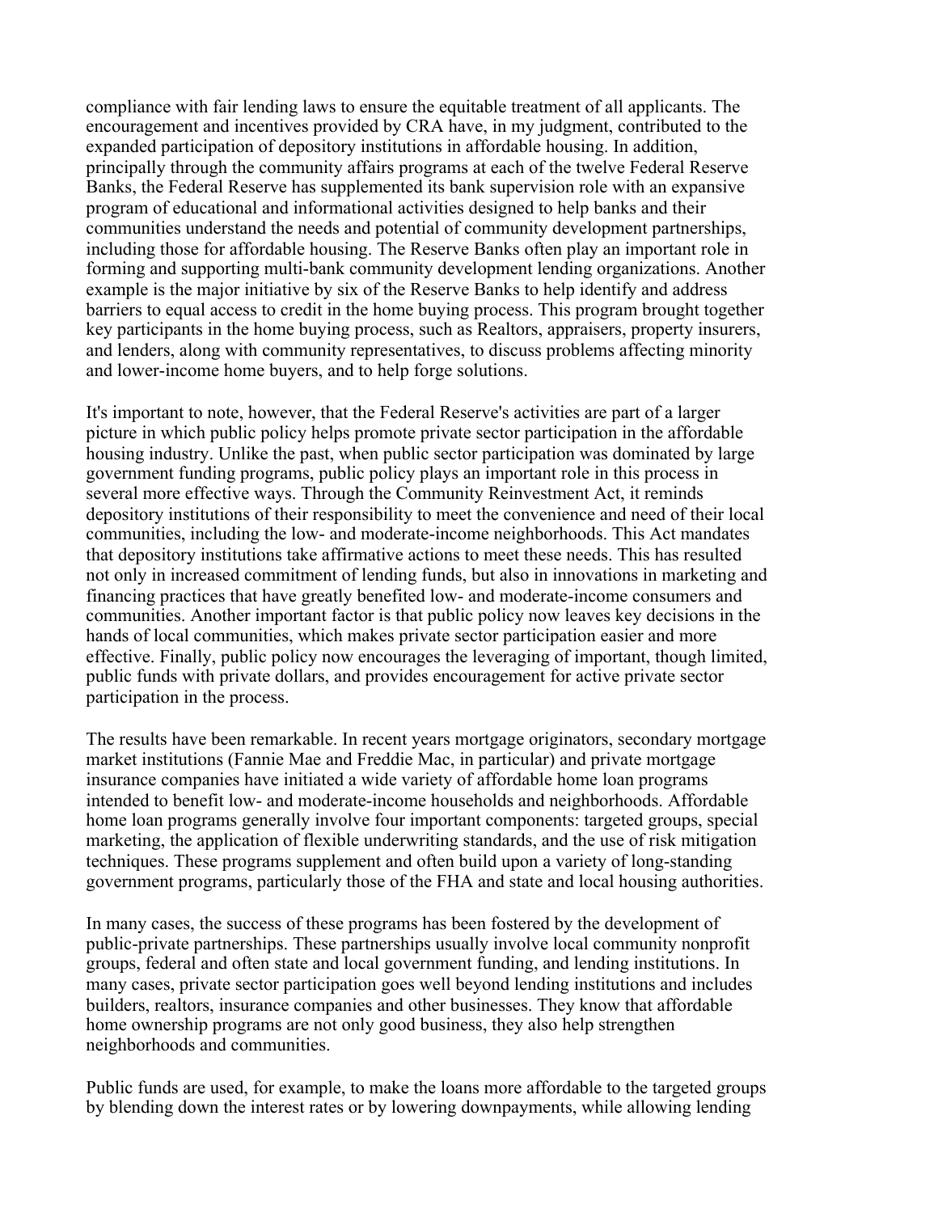compliance with fair lending laws to ensure the equitable treatment of all applicants. The encouragement and incentives provided by CRA have, in my judgment, contributed to the expanded participation of depository institutions in affordable housing. In addition, principally through the community affairs programs at each of the twelve Federal Reserve Banks, the Federal Reserve has supplemented its bank supervision role with an expansive program of educational and informational activities designed to help banks and their communities understand the needs and potential of community development partnerships, including those for affordable housing. The Reserve Banks often play an important role in forming and supporting multi-bank community development lending organizations. Another example is the major initiative by six of the Reserve Banks to help identify and address barriers to equal access to credit in the home buying process. This program brought together key participants in the home buying process, such as Realtors, appraisers, property insurers, and lenders, along with community representatives, to discuss problems affecting minority and lower-income home buyers, and to help forge solutions.

It's important to note, however, that the Federal Reserve's activities are part of a larger picture in which public policy helps promote private sector participation in the affordable housing industry. Unlike the past, when public sector participation was dominated by large government funding programs, public policy plays an important role in this process in several more effective ways. Through the Community Reinvestment Act, it reminds depository institutions of their responsibility to meet the convenience and need of their local communities, including the low- and moderate-income neighborhoods. This Act mandates that depository institutions take affirmative actions to meet these needs. This has resulted not only in increased commitment of lending funds, but also in innovations in marketing and financing practices that have greatly benefited low- and moderate-income consumers and communities. Another important factor is that public policy now leaves key decisions in the hands of local communities, which makes private sector participation easier and more effective. Finally, public policy now encourages the leveraging of important, though limited, public funds with private dollars, and provides encouragement for active private sector participation in the process.

The results have been remarkable. In recent years mortgage originators, secondary mortgage market institutions (Fannie Mae and Freddie Mac, in particular) and private mortgage insurance companies have initiated a wide variety of affordable home loan programs intended to benefit low- and moderate-income households and neighborhoods. Affordable home loan programs generally involve four important components: targeted groups, special marketing, the application of flexible underwriting standards, and the use of risk mitigation techniques. These programs supplement and often build upon a variety of long-standing government programs, particularly those of the FHA and state and local housing authorities.

In many cases, the success of these programs has been fostered by the development of public-private partnerships. These partnerships usually involve local community nonprofit groups, federal and often state and local government funding, and lending institutions. In many cases, private sector participation goes well beyond lending institutions and includes builders, realtors, insurance companies and other businesses. They know that affordable home ownership programs are not only good business, they also help strengthen neighborhoods and communities.

Public funds are used, for example, to make the loans more affordable to the targeted groups by blending down the interest rates or by lowering downpayments, while allowing lending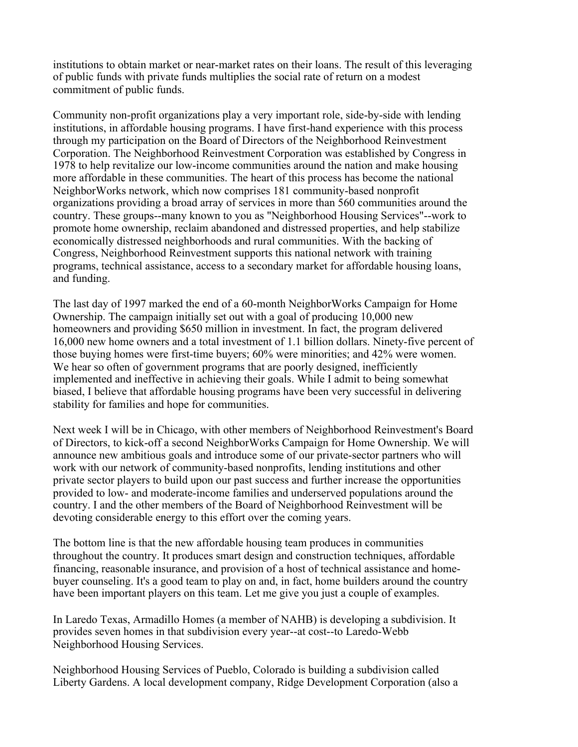institutions to obtain market or near-market rates on their loans. The result of this leveraging of public funds with private funds multiplies the social rate of return on a modest commitment of public funds.

Community non-profit organizations play a very important role, side-by-side with lending institutions, in affordable housing programs. I have first-hand experience with this process through my participation on the Board of Directors of the Neighborhood Reinvestment Corporation. The Neighborhood Reinvestment Corporation was established by Congress in 1978 to help revitalize our low-income communities around the nation and make housing more affordable in these communities. The heart of this process has become the national NeighborWorks network, which now comprises 181 community-based nonprofit organizations providing a broad array of services in more than 560 communities around the country. These groups--many known to you as "Neighborhood Housing Services"--work to promote home ownership, reclaim abandoned and distressed properties, and help stabilize economically distressed neighborhoods and rural communities. With the backing of Congress, Neighborhood Reinvestment supports this national network with training programs, technical assistance, access to a secondary market for affordable housing loans, and funding.

The last day of 1997 marked the end of a 60-month NeighborWorks Campaign for Home Ownership. The campaign initially set out with a goal of producing 10,000 new homeowners and providing $650 million in investment. In fact, the program delivered 16,000 new home owners and a total investment of 1.1 billion dollars. Ninety-five percent of those buying homes were first-time buyers; 60% were minorities; and 42% were women. We hear so often of government programs that are poorly designed, inefficiently implemented and ineffective in achieving their goals. While I admit to being somewhat biased, I believe that affordable housing programs have been very successful in delivering stability for families and hope for communities.

Next week I will be in Chicago, with other members of Neighborhood Reinvestment's Board of Directors, to kick-off a second NeighborWorks Campaign for Home Ownership. We will announce new ambitious goals and introduce some of our private-sector partners who will work with our network of community-based nonprofits, lending institutions and other private sector players to build upon our past success and further increase the opportunities provided to low- and moderate-income families and underserved populations around the country. I and the other members of the Board of Neighborhood Reinvestment will be devoting considerable energy to this effort over the coming years.

The bottom line is that the new affordable housing team produces in communities throughout the country. It produces smart design and construction techniques, affordable financing, reasonable insurance, and provision of a host of technical assistance and home-buyer counseling. It's a good team to play on and, in fact, home builders around the country have been important players on this team. Let me give you just a couple of examples.

In Laredo Texas, Armadillo Homes (a member of NAHB) is developing a subdivision. It provides seven homes in that subdivision every year--at cost--to Laredo-Webb Neighborhood Housing Services.

Neighborhood Housing Services of Pueblo, Colorado is building a subdivision called Liberty Gardens. A local development company, Ridge Development Corporation (also a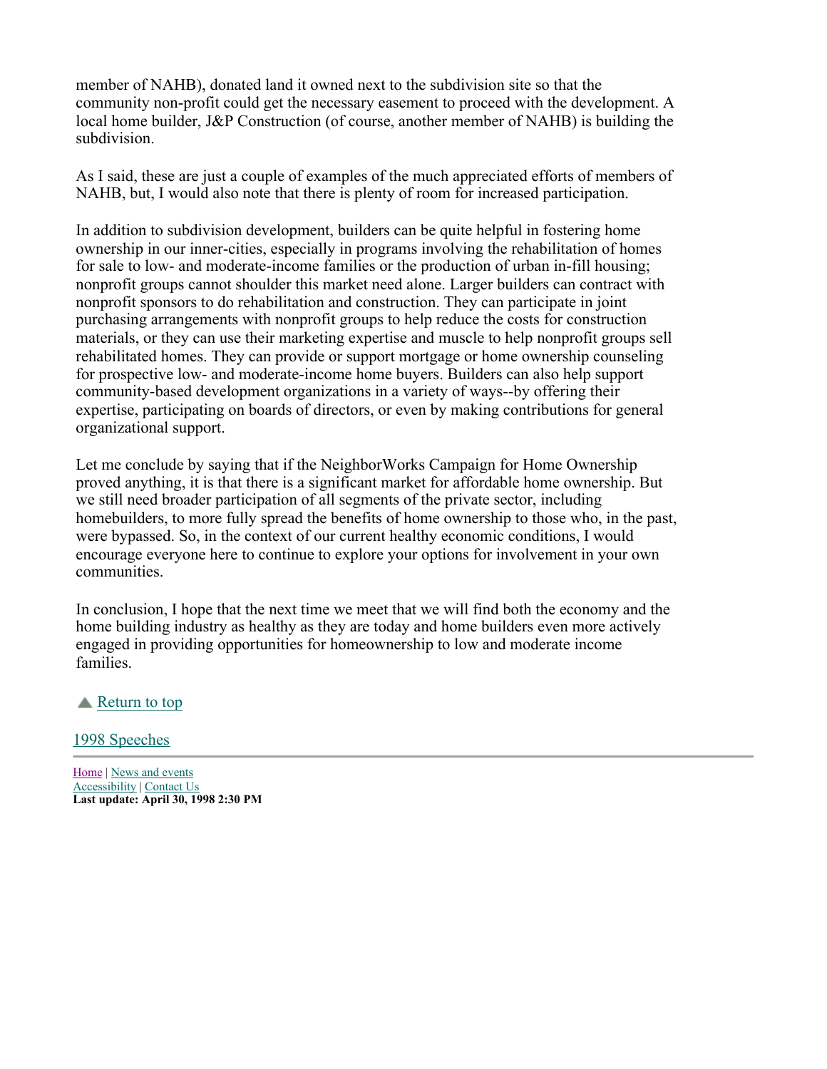member of NAHB), donated land it owned next to the subdivision site so that the community non-profit could get the necessary easement to proceed with the development. A local home builder, J&P Construction (of course, another member of NAHB) is building the subdivision.

As I said, these are just a couple of examples of the much appreciated efforts of members of NAHB, but, I would also note that there is plenty of room for increased participation.

In addition to subdivision development, builders can be quite helpful in fostering home ownership in our inner-cities, especially in programs involving the rehabilitation of homes for sale to low- and moderate-income families or the production of urban in-fill housing; nonprofit groups cannot shoulder this market need alone. Larger builders can contract with nonprofit sponsors to do rehabilitation and construction. They can participate in joint purchasing arrangements with nonprofit groups to help reduce the costs for construction materials, or they can use their marketing expertise and muscle to help nonprofit groups sell rehabilitated homes. They can provide or support mortgage or home ownership counseling for prospective low- and moderate-income home buyers. Builders can also help support community-based development organizations in a variety of ways--by offering their expertise, participating on boards of directors, or even by making contributions for general organizational support.

Let me conclude by saying that if the NeighborWorks Campaign for Home Ownership proved anything, it is that there is a significant market for affordable home ownership. But we still need broader participation of all segments of the private sector, including homebuilders, to more fully spread the benefits of home ownership to those who, in the past, were bypassed. So, in the context of our current healthy economic conditions, I would encourage everyone here to continue to explore your options for involvement in your own communities.

In conclusion, I hope that the next time we meet that we will find both the economy and the home building industry as healthy as they are today and home builders even more actively engaged in providing opportunities for homeownership to low and moderate income families.

▲ Return to top

1998 Speeches

Home | News and events
Accessibility | Contact Us
**Last update: April 30, 1998 2:30 PM**